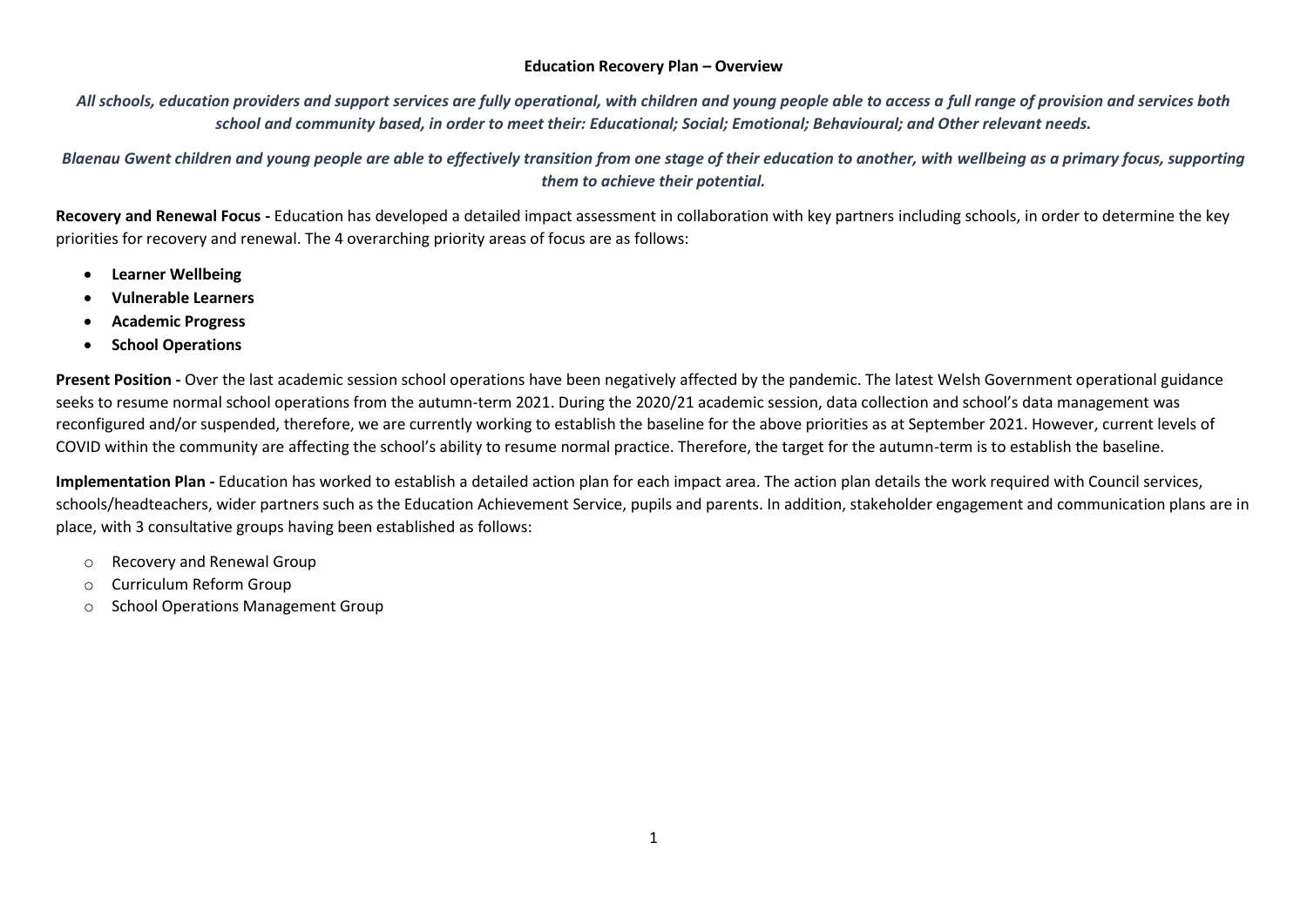# Education Recovery Plan – Overview

***All schools, education providers and support services are fully operational, with children and young people able to access a full range of provision and services both school and community based, in order to meet their: Educational; Social; Emotional; Behavioural; and Other relevant needs.***

***Blaenau Gwent children and young people are able to effectively transition from one stage of their education to another, with wellbeing as a primary focus, supporting them to achieve their potential.***

**Recovery and Renewal Focus -** Education has developed a detailed impact assessment in collaboration with key partners including schools, in order to determine the key priorities for recovery and renewal. The 4 overarching priority areas of focus are as follows:

- **Learner Wellbeing**
- **Vulnerable Learners**
- **Academic Progress**
- **School Operations**

**Present Position -** Over the last academic session school operations have been negatively affected by the pandemic. The latest Welsh Government operational guidance seeks to resume normal school operations from the autumn-term 2021. During the 2020/21 academic session, data collection and school's data management was reconfigured and/or suspended, therefore, we are currently working to establish the baseline for the above priorities as at September 2021. However, current levels of COVID within the community are affecting the school's ability to resume normal practice. Therefore, the target for the autumn-term is to establish the baseline.

**Implementation Plan -** Education has worked to establish a detailed action plan for each impact area. The action plan details the work required with Council services, schools/headteachers, wider partners such as the Education Achievement Service, pupils and parents. In addition, stakeholder engagement and communication plans are in place, with 3 consultative groups having been established as follows:

- Recovery and Renewal Group
- Curriculum Reform Group
- School Operations Management Group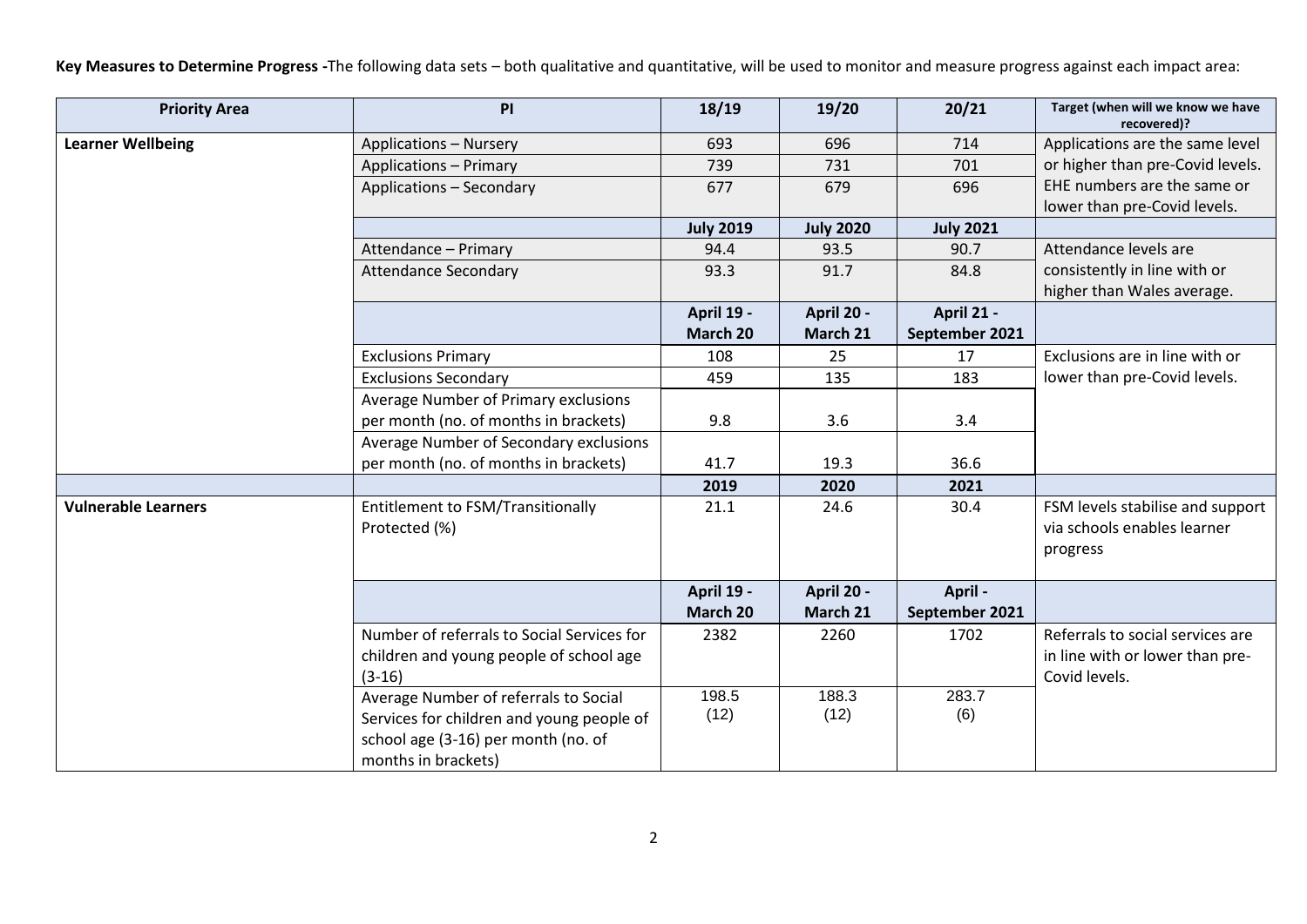**Key Measures to Determine Progress -**The following data sets – both qualitative and quantitative, will be used to monitor and measure progress against each impact area:

| Priority Area | PI | 18/19 | 19/20 | 20/21 | Target (when will we know we have recovered)? |
|---|---|---|---|---|---|
| **Learner Wellbeing** | Applications – Nursery | 693 | 696 | 714 | Applications are the same level or higher than pre-Covid levels. EHE numbers are the same or lower than pre-Covid levels. |
| | Applications – Primary | 739 | 731 | 701 | |
| | Applications – Secondary | 677 | 679 | 696 | |
| | | **July 2019** | **July 2020** | **July 2021** | |
| | Attendance – Primary | 94.4 | 93.5 | 90.7 | Attendance levels are consistently in line with or higher than Wales average. |
| | Attendance Secondary | 93.3 | 91.7 | 84.8 | |
| | | **April 19 - March 20** | **April 20 - March 21** | **April 21 - September 2021** | |
| | Exclusions Primary | 108 | 25 | 17 | Exclusions are in line with or lower than pre-Covid levels. |
| | Exclusions Secondary | 459 | 135 | 183 | |
| | Average Number of Primary exclusions per month (no. of months in brackets) | 9.8 | 3.6 | 3.4 | |
| | Average Number of Secondary exclusions per month (no. of months in brackets) | 41.7 | 19.3 | 36.6 | |
| | | **2019** | **2020** | **2021** | |
| **Vulnerable Learners** | Entitlement to FSM/Transitionally Protected (%) | 21.1 | 24.6 | 30.4 | FSM levels stabilise and support via schools enables learner progress |
| | | **April 19 - March 20** | **April 20 - March 21** | **April - September 2021** | |
| | Number of referrals to Social Services for children and young people of school age (3-16) | 2382 | 2260 | 1702 | Referrals to social services are in line with or lower than pre-Covid levels. |
| | Average Number of referrals to Social Services for children and young people of school age (3-16) per month (no. of months in brackets) | 198.5 (12) | 188.3 (12) | 283.7 (6) | |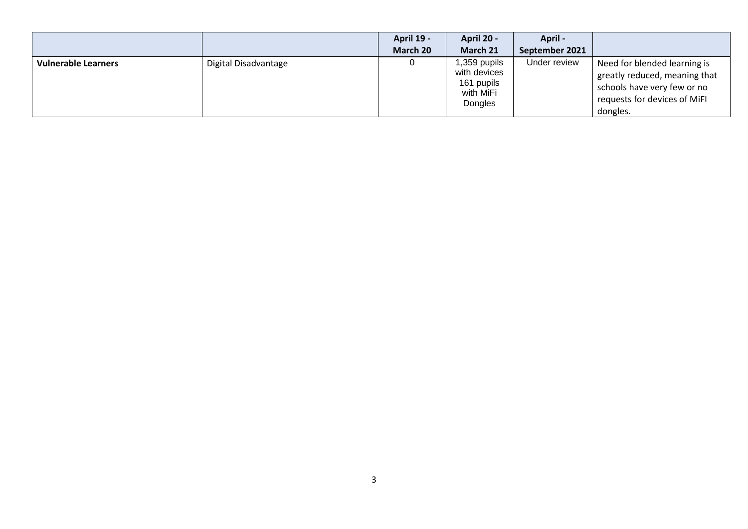| | | April 19 - March 20 | April 20 - March 21 | April - September 2021 | |
|---|---|---|---|---|---|
| **Vulnerable Learners** | Digital Disadvantage | 0 | 1,359 pupils with devices 161 pupils with MiFi Dongles | Under review | Need for blended learning is greatly reduced, meaning that schools have very few or no requests for devices of MiFI dongles. |